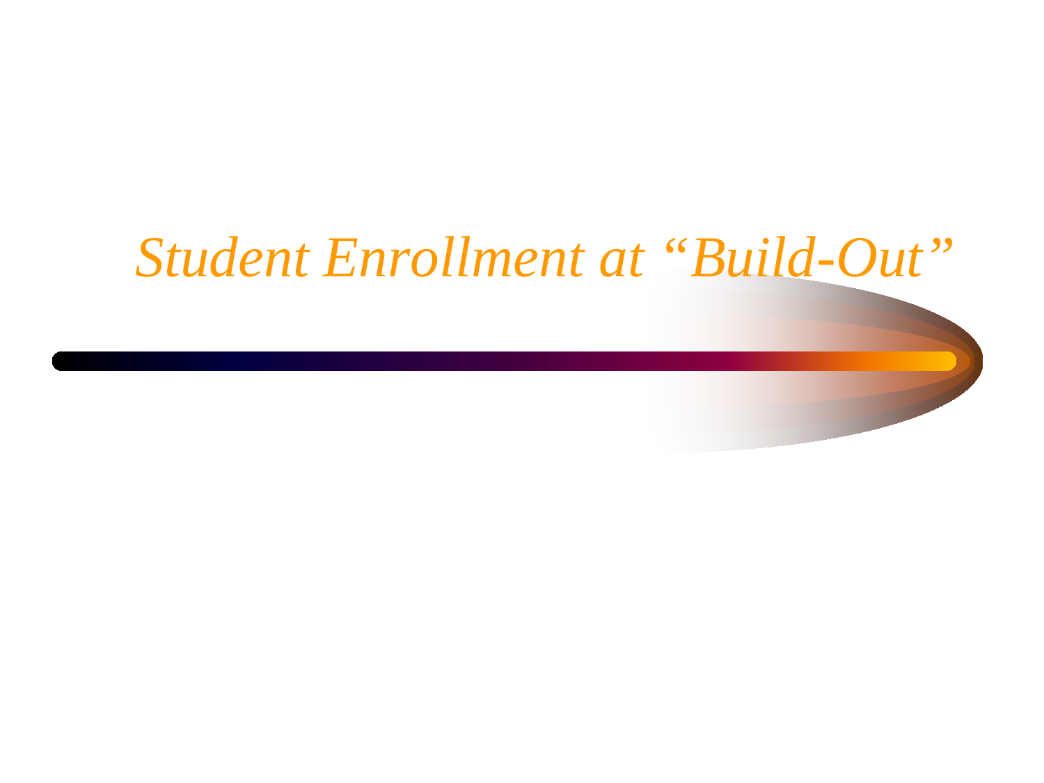# *Student Enrollment at “Build-Out”*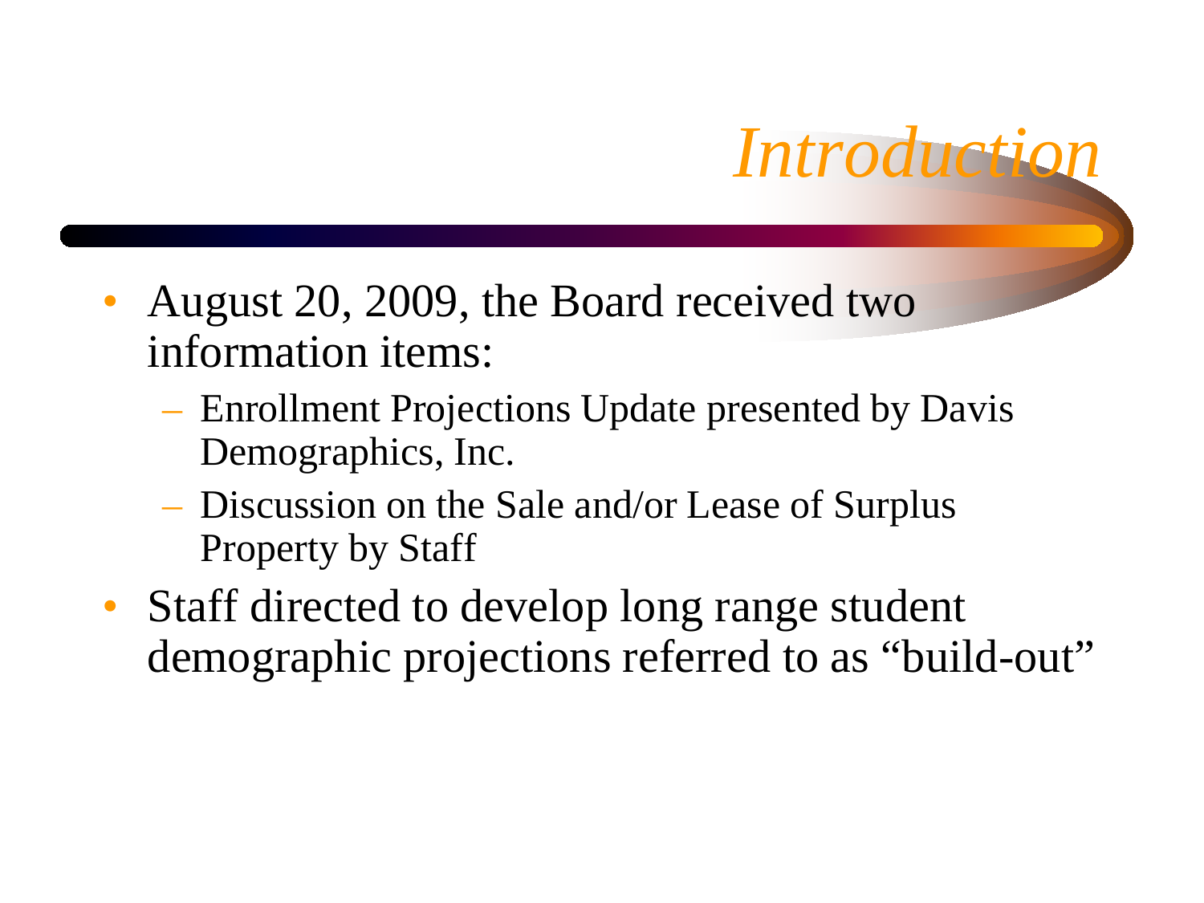# *Introduction*

- August 20, 2009, the Board received two information items:
  - Enrollment Projections Update presented by Davis Demographics, Inc.
  - Discussion on the Sale and/or Lease of Surplus Property by Staff
- Staff directed to develop long range student demographic projections referred to as “build-out”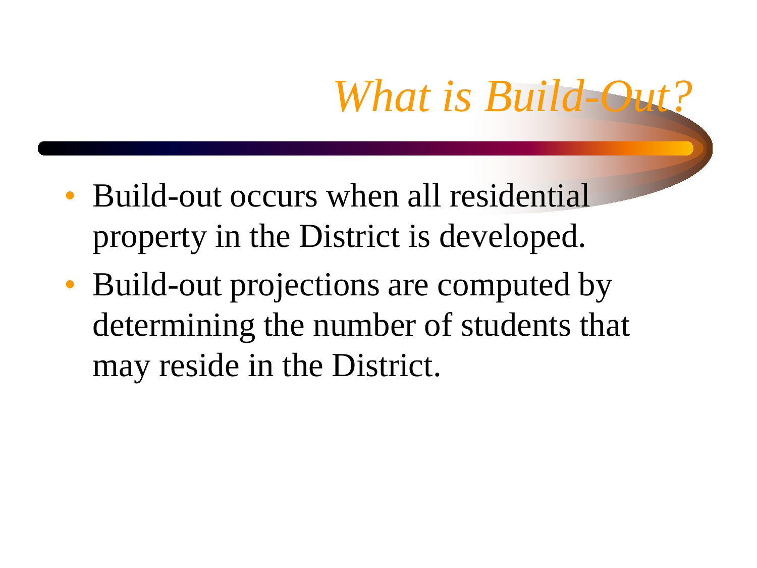# *What is Build-Out?*

- Build-out occurs when all residential property in the District is developed.
- Build-out projections are computed by determining the number of students that may reside in the District.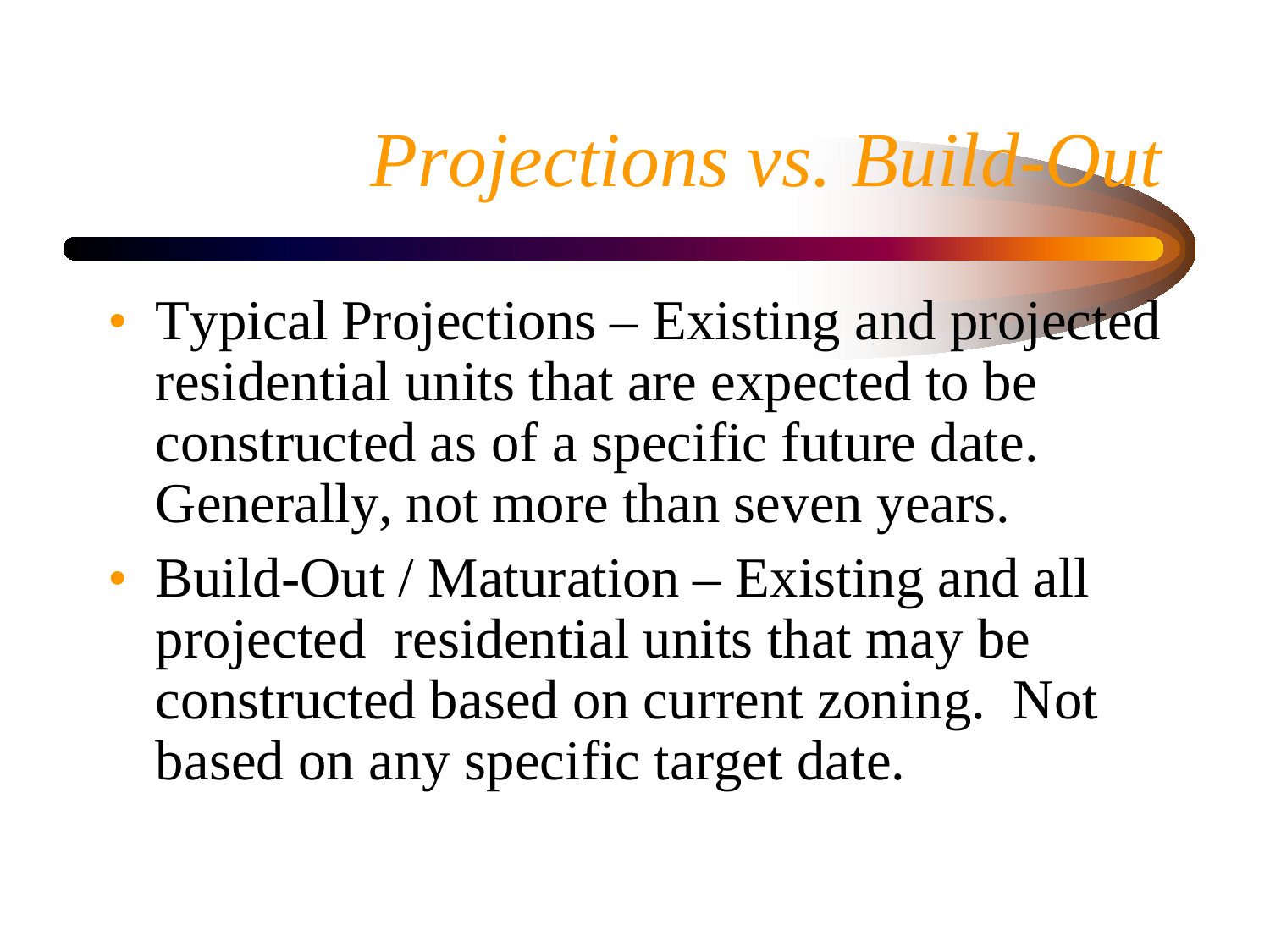# *Projections vs. Build-Out*

- Typical Projections – Existing and projected residential units that are expected to be constructed as of a specific future date. Generally, not more than seven years.
- Build-Out / Maturation – Existing and all projected residential units that may be constructed based on current zoning. Not based on any specific target date.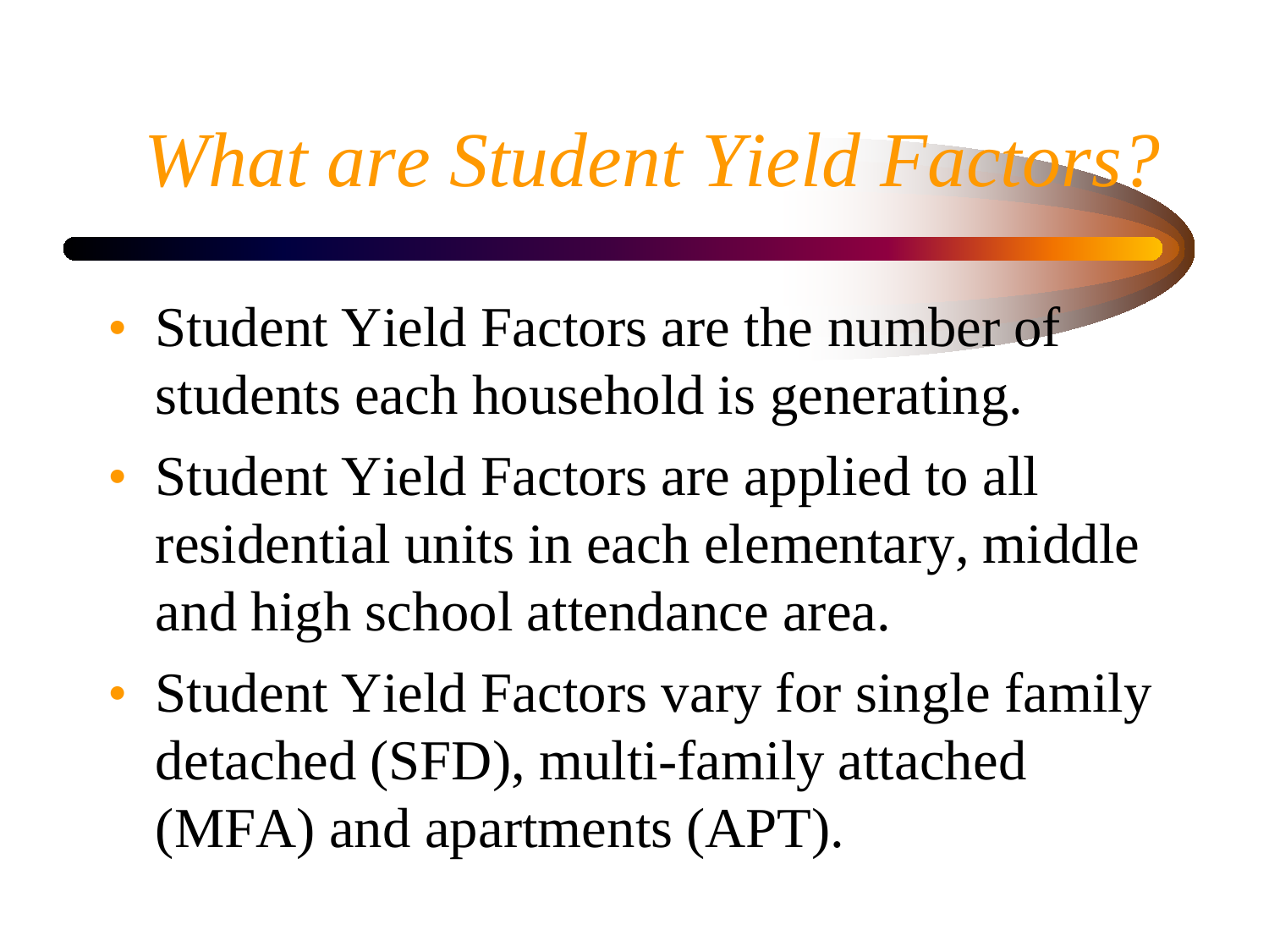# *What are Student Yield Factors?*

- Student Yield Factors are the number of students each household is generating.
- Student Yield Factors are applied to all residential units in each elementary, middle and high school attendance area.
- Student Yield Factors vary for single family detached (SFD), multi-family attached (MFA) and apartments (APT).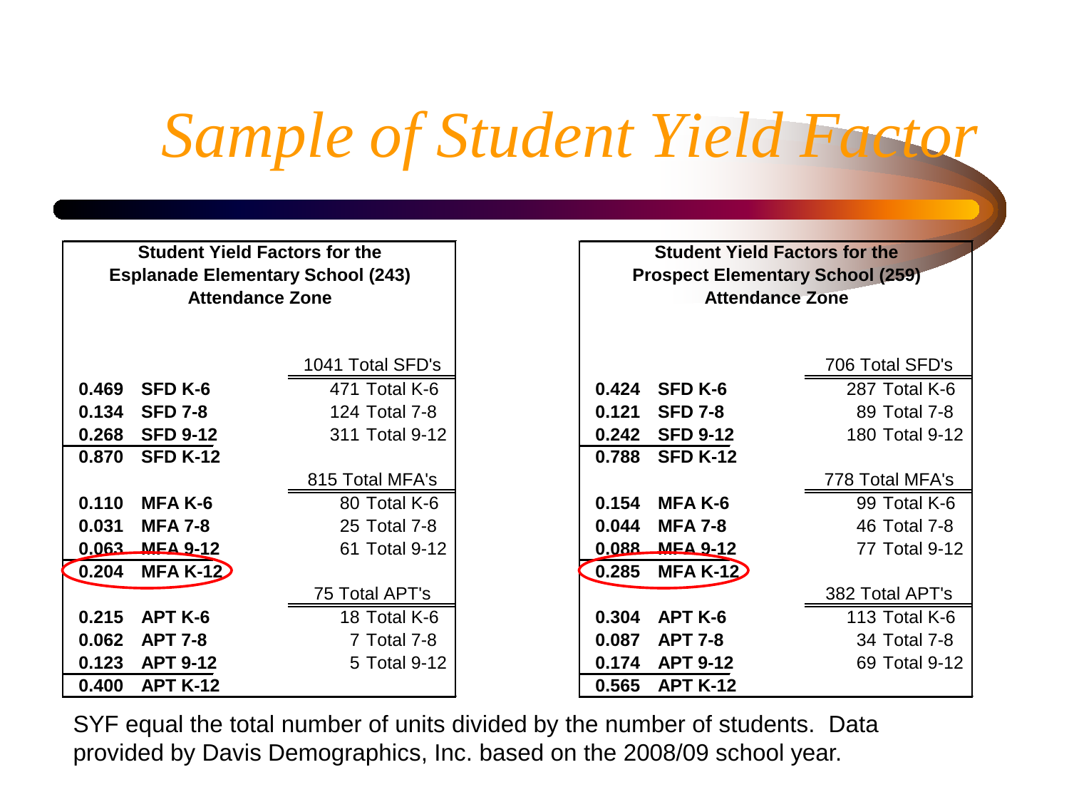# Sample of Student Yield Factor

| Student Yield Factors for the Esplanade Elementary School (243) Attendance Zone | | |
|---|---|---|
| | | 1041 Total SFD's |
| **0.469** | **SFD K-6** | 471 Total K-6 |
| **0.134** | **SFD 7-8** | 124 Total 7-8 |
| **0.268** | **SFD 9-12** | 311 Total 9-12 |
| **0.870** | **SFD K-12** | |
| | | 815 Total MFA's |
| **0.110** | **MFA K-6** | 80 Total K-6 |
| **0.031** | **MFA 7-8** | 25 Total 7-8 |
| **0.063** | **MFA 9-12** | 61 Total 9-12 |
| **0.204** | **MFA K-12** | |
| | | 75 Total APT's |
| **0.215** | **APT K-6** | 18 Total K-6 |
| **0.062** | **APT 7-8** | 7 Total 7-8 |
| **0.123** | **APT 9-12** | 5 Total 9-12 |
| **0.400** | **APT K-12** | |

| Student Yield Factors for the Prospect Elementary School (259) Attendance Zone | | |
|---|---|---|
| | | 706 Total SFD's |
| **0.424** | **SFD K-6** | 287 Total K-6 |
| **0.121** | **SFD 7-8** | 89 Total 7-8 |
| **0.242** | **SFD 9-12** | 180 Total 9-12 |
| **0.788** | **SFD K-12** | |
| | | 778 Total MFA's |
| **0.154** | **MFA K-6** | 99 Total K-6 |
| **0.044** | **MFA 7-8** | 46 Total 7-8 |
| **0.088** | **MFA 9-12** | 77 Total 9-12 |
| **0.285** | **MFA K-12** | |
| | | 382 Total APT's |
| **0.304** | **APT K-6** | 113 Total K-6 |
| **0.087** | **APT 7-8** | 34 Total 7-8 |
| **0.174** | **APT 9-12** | 69 Total 9-12 |
| **0.565** | **APT K-12** | |

SYF equal the total number of units divided by the number of students. Data provided by Davis Demographics, Inc. based on the 2008/09 school year.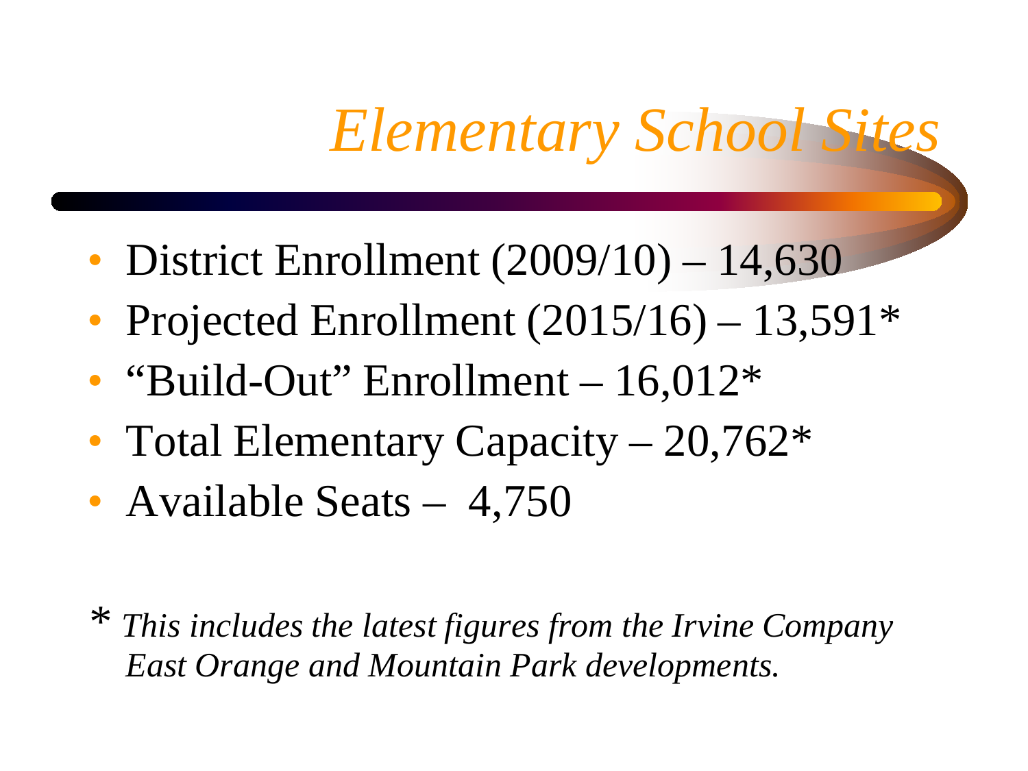# *Elementary School Sites*

- District Enrollment (2009/10) – 14,630
- Projected Enrollment (2015/16) – 13,591*
- "Build-Out" Enrollment – 16,012*
- Total Elementary Capacity – 20,762*
- Available Seats – 4,750

\* *This includes the latest figures from the Irvine Company East Orange and Mountain Park developments.*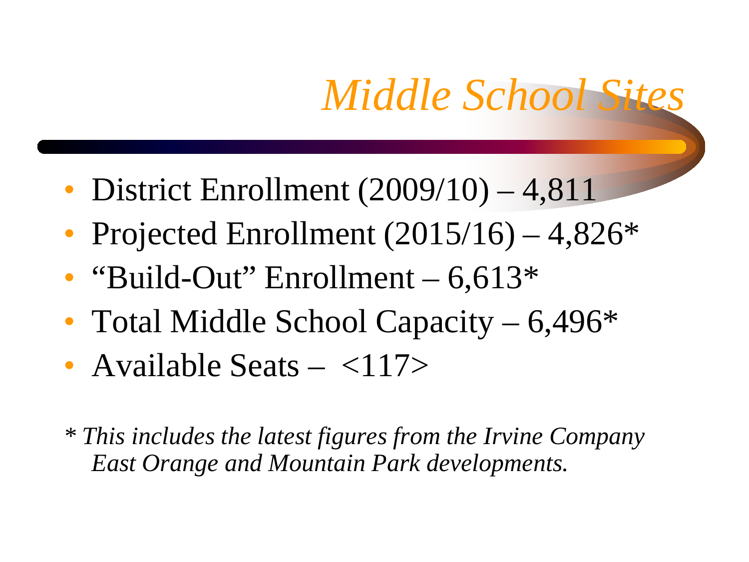# *Middle School Sites*

- District Enrollment (2009/10) – 4,811
- Projected Enrollment (2015/16) – 4,826*
- “Build-Out” Enrollment – 6,613*
- Total Middle School Capacity – 6,496*
- Available Seats – <117>

*\* This includes the latest figures from the Irvine Company East Orange and Mountain Park developments.*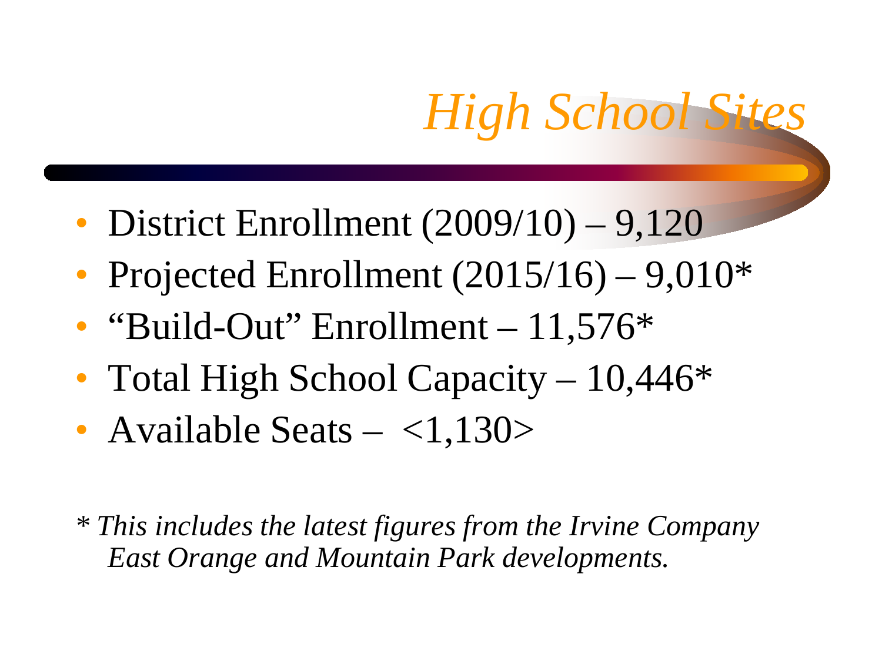# *High School Sites*

- District Enrollment (2009/10) – 9,120
- Projected Enrollment (2015/16) – 9,010*
- "Build-Out" Enrollment – 11,576*
- Total High School Capacity – 10,446*
- Available Seats – <1,130>

*\* This includes the latest figures from the Irvine Company East Orange and Mountain Park developments.*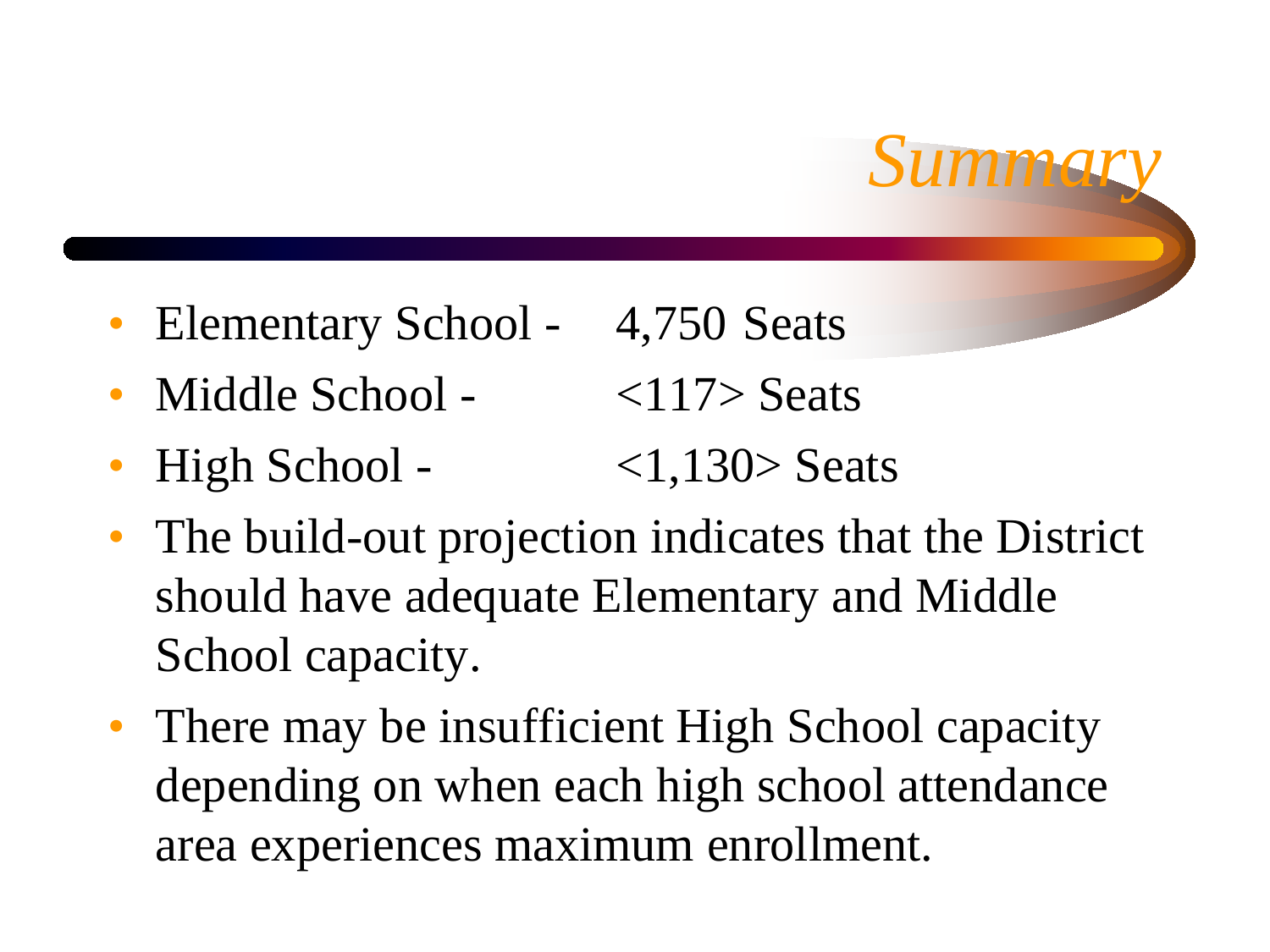# *Summary*

- Elementary School - 4,750 Seats
- Middle School - <117> Seats
- High School - <1,130> Seats
- The build-out projection indicates that the District should have adequate Elementary and Middle School capacity.
- There may be insufficient High School capacity depending on when each high school attendance area experiences maximum enrollment.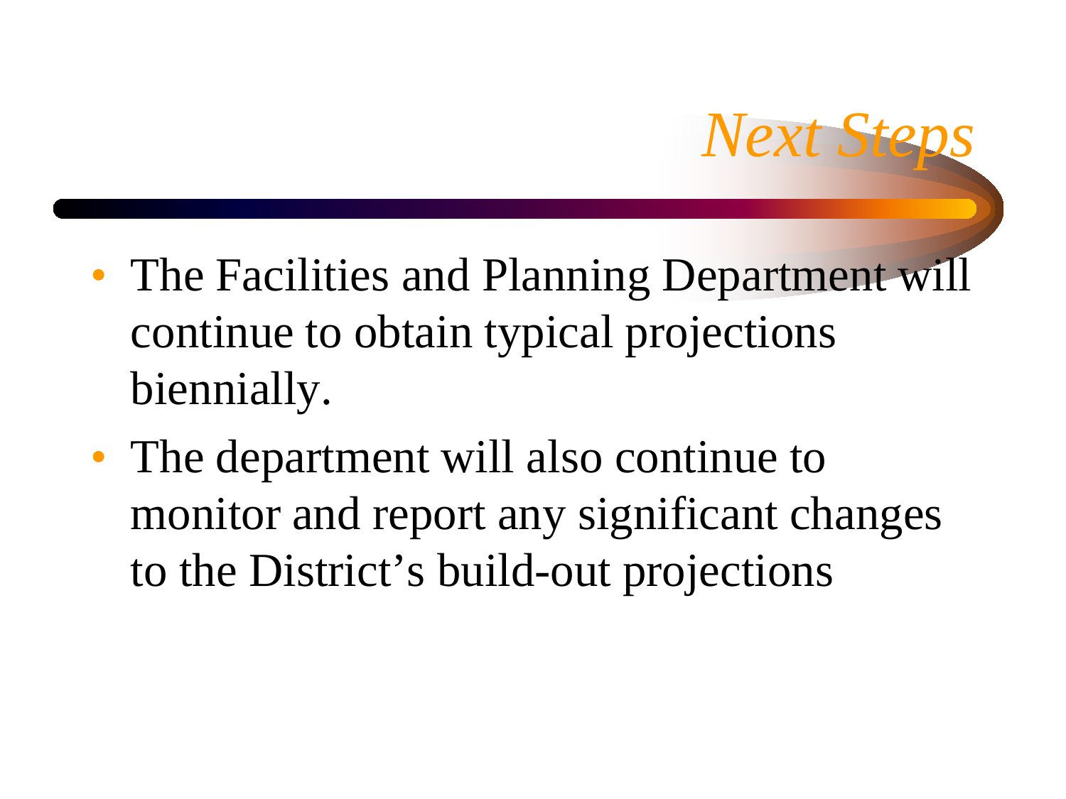# *Next Steps*

- The Facilities and Planning Department will continue to obtain typical projections biennially.
- The department will also continue to monitor and report any significant changes to the District's build-out projections